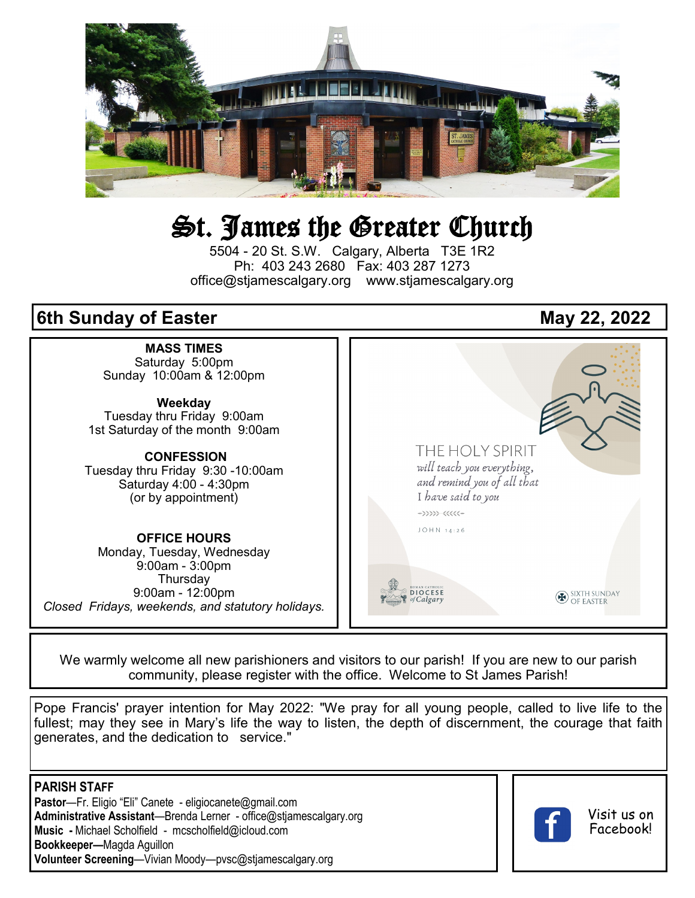# St. James the Greater Church

5504 - 20 St. S.W. Calgary, Alberta T3E 1R2
Ph: 403 243 2680 Fax: 403 287 1273
office@stjamescalgary.org www.stjamescalgary.org

## 6th Sunday of Easter — May 22, 2022

**MASS TIMES**
Saturday 5:00pm
Sunday 10:00am & 12:00pm

**Weekday**
Tuesday thru Friday 9:00am
1st Saturday of the month 9:00am

**CONFESSION**
Tuesday thru Friday 9:30 -10:00am
Saturday 4:00 - 4:30pm
(or by appointment)

**OFFICE HOURS**
Monday, Tuesday, Wednesday
9:00am - 3:00pm
Thursday
9:00am - 12:00pm
*Closed Fridays, weekends, and statutory holidays.*

THE HOLY SPIRIT
*will teach you everything, and remind you of all that I have said to you*
JOHN 14:26

ROMAN CATHOLIC DIOCESE of Calgary — SIXTH SUNDAY OF EASTER

We warmly welcome all new parishioners and visitors to our parish! If you are new to our parish community, please register with the office. Welcome to St James Parish!

Pope Francis' prayer intention for May 2022: "We pray for all young people, called to live life to the fullest; may they see in Mary's life the way to listen, the depth of discernment, the courage that faith generates, and the dedication to service."

**PARISH STAFF**
**Pastor**—Fr. Eligio "Eli" Canete - eligiocanete@gmail.com
**Administrative Assistant**—Brenda Lerner - office@stjamescalgary.org
**Music -** Michael Scholfield - mcscholfield@icloud.com
**Bookkeeper—**Magda Aguillon
**Volunteer Screening**—Vivian Moody—pvsc@stjamescalgary.org

Visit us on Facebook!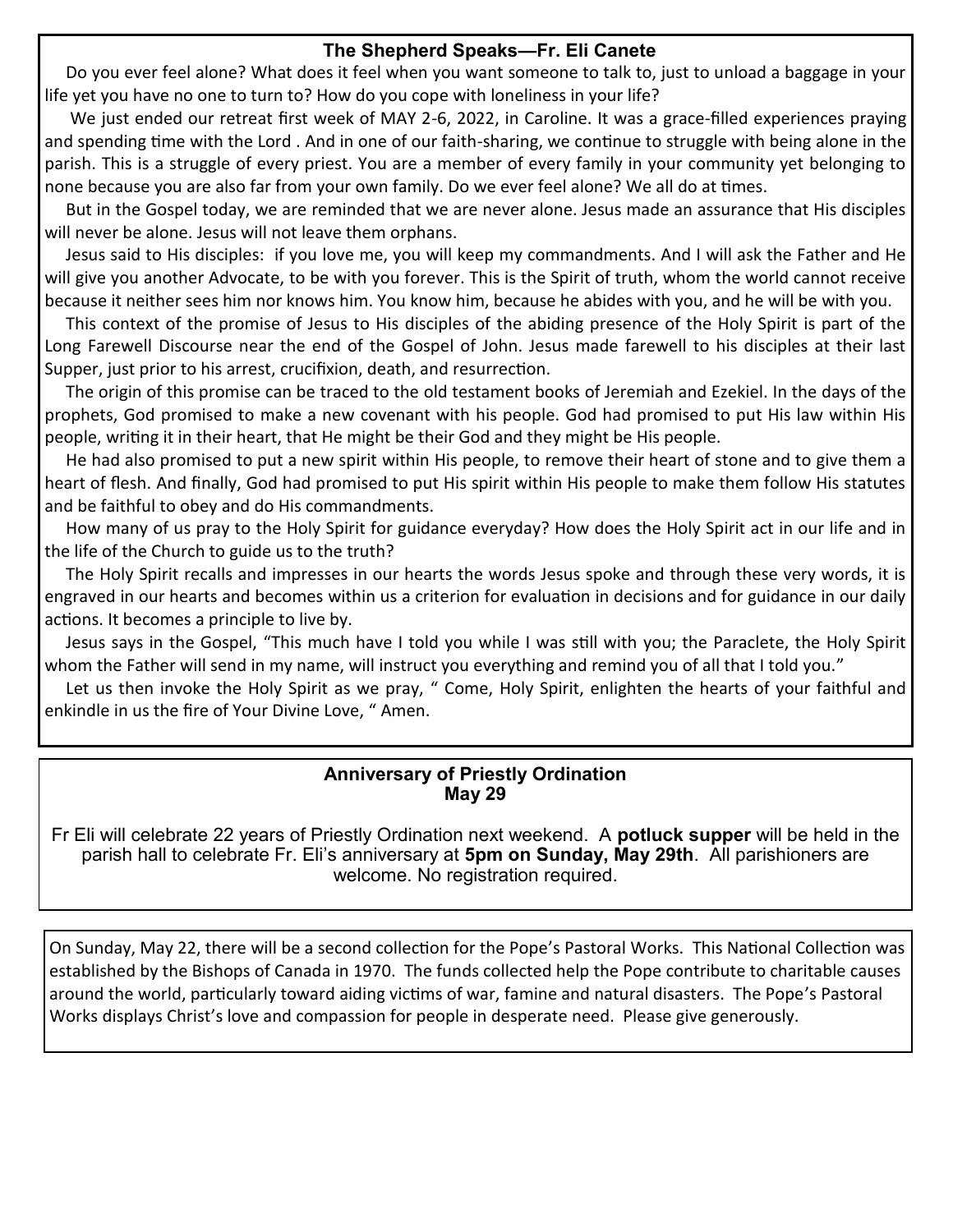### The Shepherd Speaks—Fr. Eli Canete

Do you ever feel alone? What does it feel when you want someone to talk to, just to unload a baggage in your life yet you have no one to turn to? How do you cope with loneliness in your life?

We just ended our retreat first week of MAY 2-6, 2022, in Caroline. It was a grace-filled experiences praying and spending time with the Lord . And in one of our faith-sharing, we continue to struggle with being alone in the parish. This is a struggle of every priest. You are a member of every family in your community yet belonging to none because you are also far from your own family. Do we ever feel alone? We all do at times.

But in the Gospel today, we are reminded that we are never alone. Jesus made an assurance that His disciples will never be alone. Jesus will not leave them orphans.

Jesus said to His disciples: if you love me, you will keep my commandments. And I will ask the Father and He will give you another Advocate, to be with you forever. This is the Spirit of truth, whom the world cannot receive because it neither sees him nor knows him. You know him, because he abides with you, and he will be with you.

This context of the promise of Jesus to His disciples of the abiding presence of the Holy Spirit is part of the Long Farewell Discourse near the end of the Gospel of John. Jesus made farewell to his disciples at their last Supper, just prior to his arrest, crucifixion, death, and resurrection.

The origin of this promise can be traced to the old testament books of Jeremiah and Ezekiel. In the days of the prophets, God promised to make a new covenant with his people. God had promised to put His law within His people, writing it in their heart, that He might be their God and they might be His people.

He had also promised to put a new spirit within His people, to remove their heart of stone and to give them a heart of flesh. And finally, God had promised to put His spirit within His people to make them follow His statutes and be faithful to obey and do His commandments.

How many of us pray to the Holy Spirit for guidance everyday? How does the Holy Spirit act in our life and in the life of the Church to guide us to the truth?

The Holy Spirit recalls and impresses in our hearts the words Jesus spoke and through these very words, it is engraved in our hearts and becomes within us a criterion for evaluation in decisions and for guidance in our daily actions. It becomes a principle to live by.

Jesus says in the Gospel, "This much have I told you while I was still with you; the Paraclete, the Holy Spirit whom the Father will send in my name, will instruct you everything and remind you of all that I told you."

Let us then invoke the Holy Spirit as we pray, " Come, Holy Spirit, enlighten the hearts of your faithful and enkindle in us the fire of Your Divine Love, " Amen.

### Anniversary of Priestly Ordination
### May 29

Fr Eli will celebrate 22 years of Priestly Ordination next weekend. A **potluck supper** will be held in the parish hall to celebrate Fr. Eli's anniversary at **5pm on Sunday, May 29th**. All parishioners are welcome. No registration required.

On Sunday, May 22, there will be a second collection for the Pope's Pastoral Works. This National Collection was established by the Bishops of Canada in 1970. The funds collected help the Pope contribute to charitable causes around the world, particularly toward aiding victims of war, famine and natural disasters. The Pope's Pastoral Works displays Christ's love and compassion for people in desperate need. Please give generously.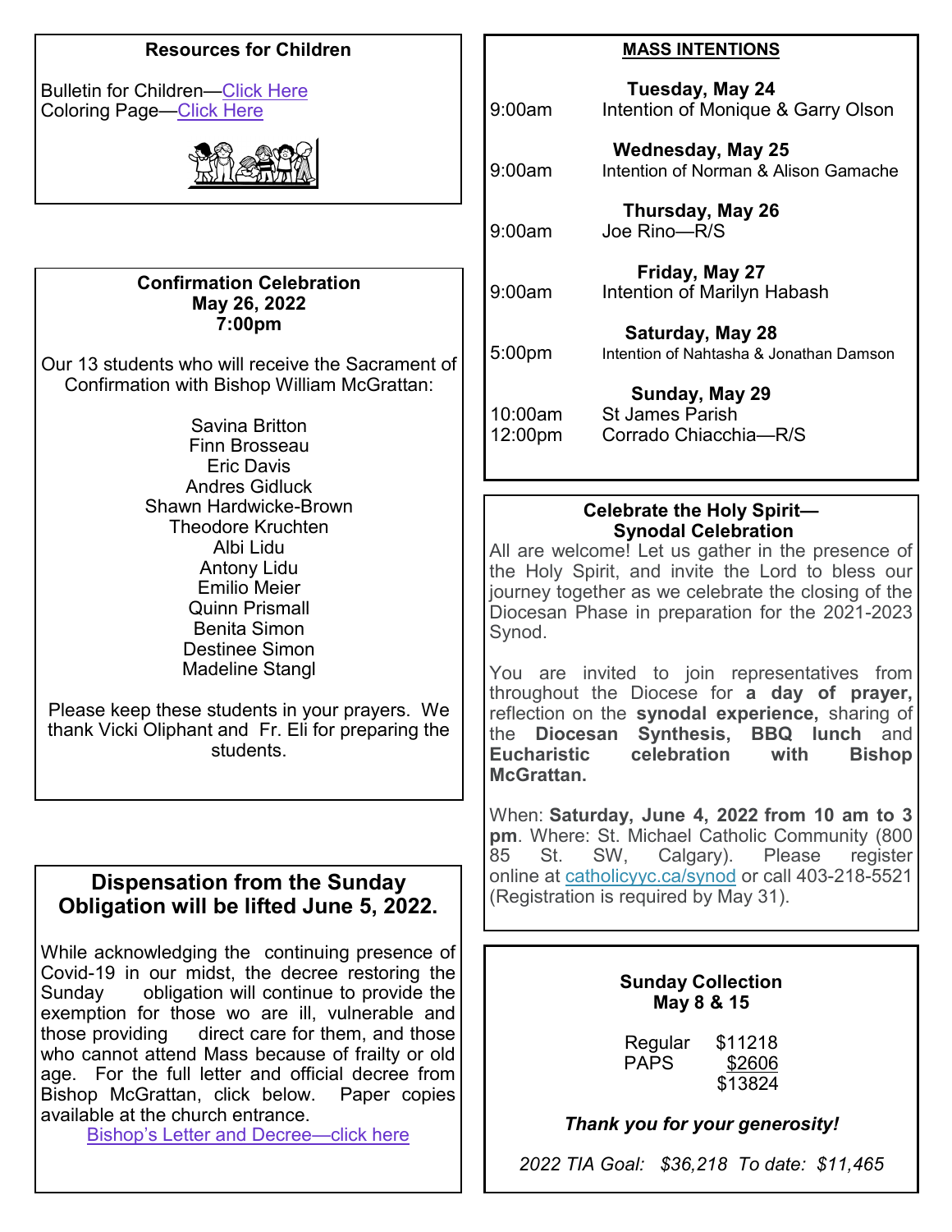## Resources for Children

Bulletin for Children—Click Here
Coloring Page—Click Here

## Confirmation Celebration
**May 26, 2022**
**7:00pm**

Our 13 students who will receive the Sacrament of Confirmation with Bishop William McGrattan:

Savina Britton
Finn Brosseau
Eric Davis
Andres Gidluck
Shawn Hardwicke-Brown
Theodore Kruchten
Albi Lidu
Antony Lidu
Emilio Meier
Quinn Prismall
Benita Simon
Destinee Simon
Madeline Stangl

Please keep these students in your prayers. We thank Vicki Oliphant and Fr. Eli for preparing the students.

## Dispensation from the Sunday Obligation will be lifted June 5, 2022.

While acknowledging the continuing presence of Covid-19 in our midst, the decree restoring the Sunday obligation will continue to provide the exemption for those wo are ill, vulnerable and those providing direct care for them, and those who cannot attend Mass because of frailty or old age. For the full letter and official decree from Bishop McGrattan, click below. Paper copies available at the church entrance.

Bishop's Letter and Decree—click here

## MASS INTENTIONS

**Tuesday, May 24**
9:00am Intention of Monique & Garry Olson

**Wednesday, May 25**
9:00am Intention of Norman & Alison Gamache

**Thursday, May 26**
9:00am Joe Rino—R/S

**Friday, May 27**
9:00am Intention of Marilyn Habash

**Saturday, May 28**
5:00pm Intention of Nahtasha & Jonathan Damson

**Sunday, May 29**
10:00am St James Parish
12:00pm Corrado Chiacchia—R/S

## Celebrate the Holy Spirit— Synodal Celebration

All are welcome! Let us gather in the presence of the Holy Spirit, and invite the Lord to bless our journey together as we celebrate the closing of the Diocesan Phase in preparation for the 2021-2023 Synod.

You are invited to join representatives from throughout the Diocese for **a day of prayer,** reflection on the **synodal experience,** sharing of the **Diocesan Synthesis, BBQ lunch** and **Eucharistic celebration with Bishop McGrattan.**

When: **Saturday, June 4, 2022 from 10 am to 3 pm**. Where: St. Michael Catholic Community (800 85 St. SW, Calgary). Please register online at catholicyyc.ca/synod or call 403-218-5521 (Registration is required by May 31).

## Sunday Collection
**May 8 & 15**

| | |
|---|---|
| Regular | $11218 |
| PAPS | $2606 |
| | $13824 |

***Thank you for your generosity!***

*2022 TIA Goal: $36,218 To date: $11,465*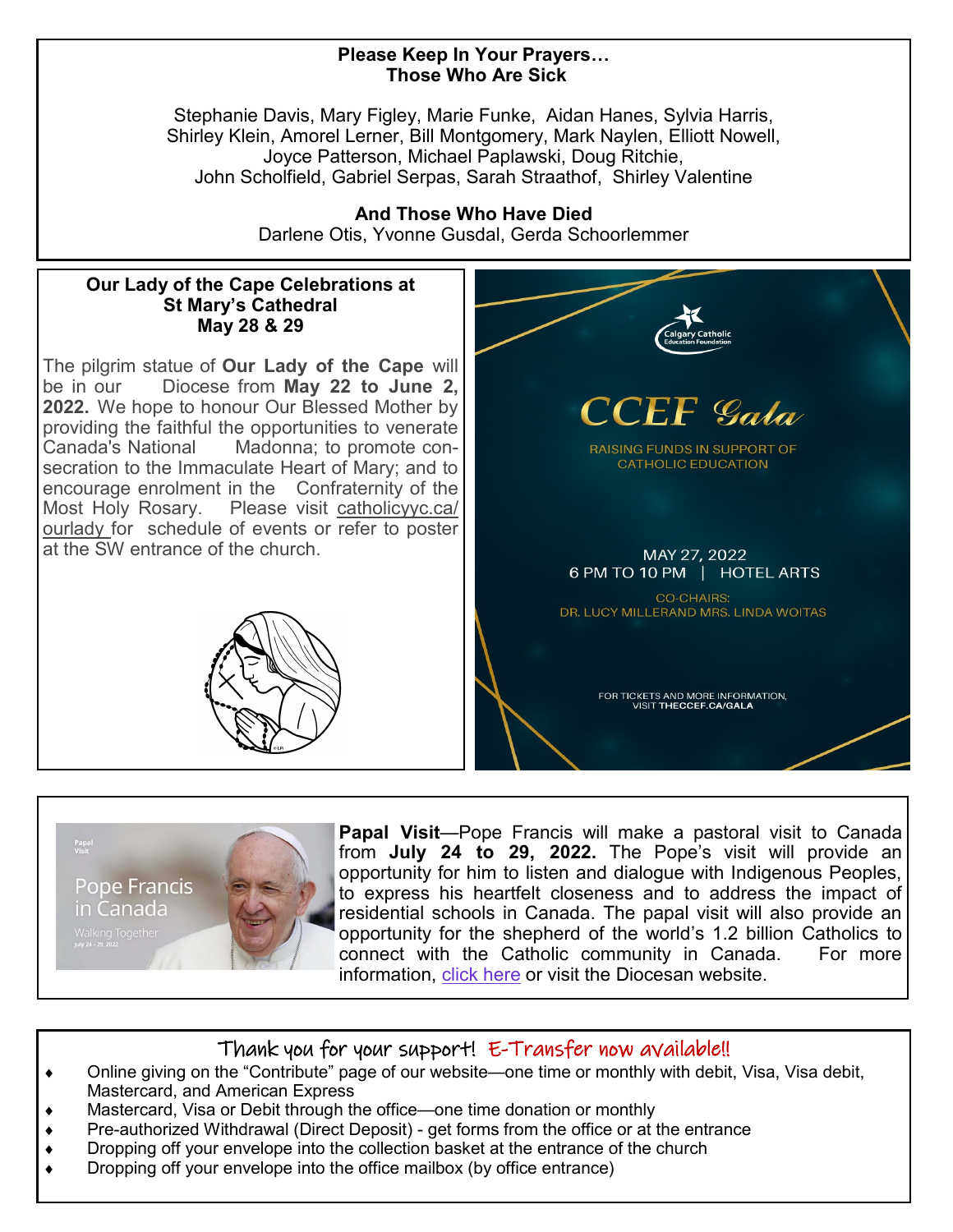**Please Keep In Your Prayers…**
**Those Who Are Sick**

Stephanie Davis, Mary Figley, Marie Funke, Aidan Hanes, Sylvia Harris, Shirley Klein, Amorel Lerner, Bill Montgomery, Mark Naylen, Elliott Nowell, Joyce Patterson, Michael Paplawski, Doug Ritchie, John Scholfield, Gabriel Serpas, Sarah Straathof, Shirley Valentine

**And Those Who Have Died**

Darlene Otis, Yvonne Gusdal, Gerda Schoorlemmer

**Our Lady of the Cape Celebrations at St Mary's Cathedral May 28 & 29**

The pilgrim statue of **Our Lady of the Cape** will be in our Diocese from **May 22 to June 2, 2022.** We hope to honour Our Blessed Mother by providing the faithful the opportunities to venerate Canada's National Madonna; to promote consecration to the Immaculate Heart of Mary; and to encourage enrolment in the Confraternity of the Most Holy Rosary. Please visit catholicyyc.ca/ourlady for schedule of events or refer to poster at the SW entrance of the church.

Calgary Catholic Education Foundation

**CCEF Gala**

RAISING FUNDS IN SUPPORT OF CATHOLIC EDUCATION

MAY 27, 2022
6 PM TO 10 PM | HOTEL ARTS

CO-CHAIRS:
DR. LUCY MILLERAND MRS. LINDA WOITAS

FOR TICKETS AND MORE INFORMATION, VISIT **THECCEF.CA/GALA**

Papal Visit
Pope Francis in Canada
Walking Together
July 24 – 29, 2022

**Papal Visit**—Pope Francis will make a pastoral visit to Canada from **July 24 to 29, 2022.** The Pope's visit will provide an opportunity for him to listen and dialogue with Indigenous Peoples, to express his heartfelt closeness and to address the impact of residential schools in Canada. The papal visit will also provide an opportunity for the shepherd of the world's 1.2 billion Catholics to connect with the Catholic community in Canada. For more information, click here or visit the Diocesan website.

## Thank you for your support! E-Transfer now available!!

- Online giving on the "Contribute" page of our website—one time or monthly with debit, Visa, Visa debit, Mastercard, and American Express
- Mastercard, Visa or Debit through the office—one time donation or monthly
- Pre-authorized Withdrawal (Direct Deposit) - get forms from the office or at the entrance
- Dropping off your envelope into the collection basket at the entrance of the church
- Dropping off your envelope into the office mailbox (by office entrance)